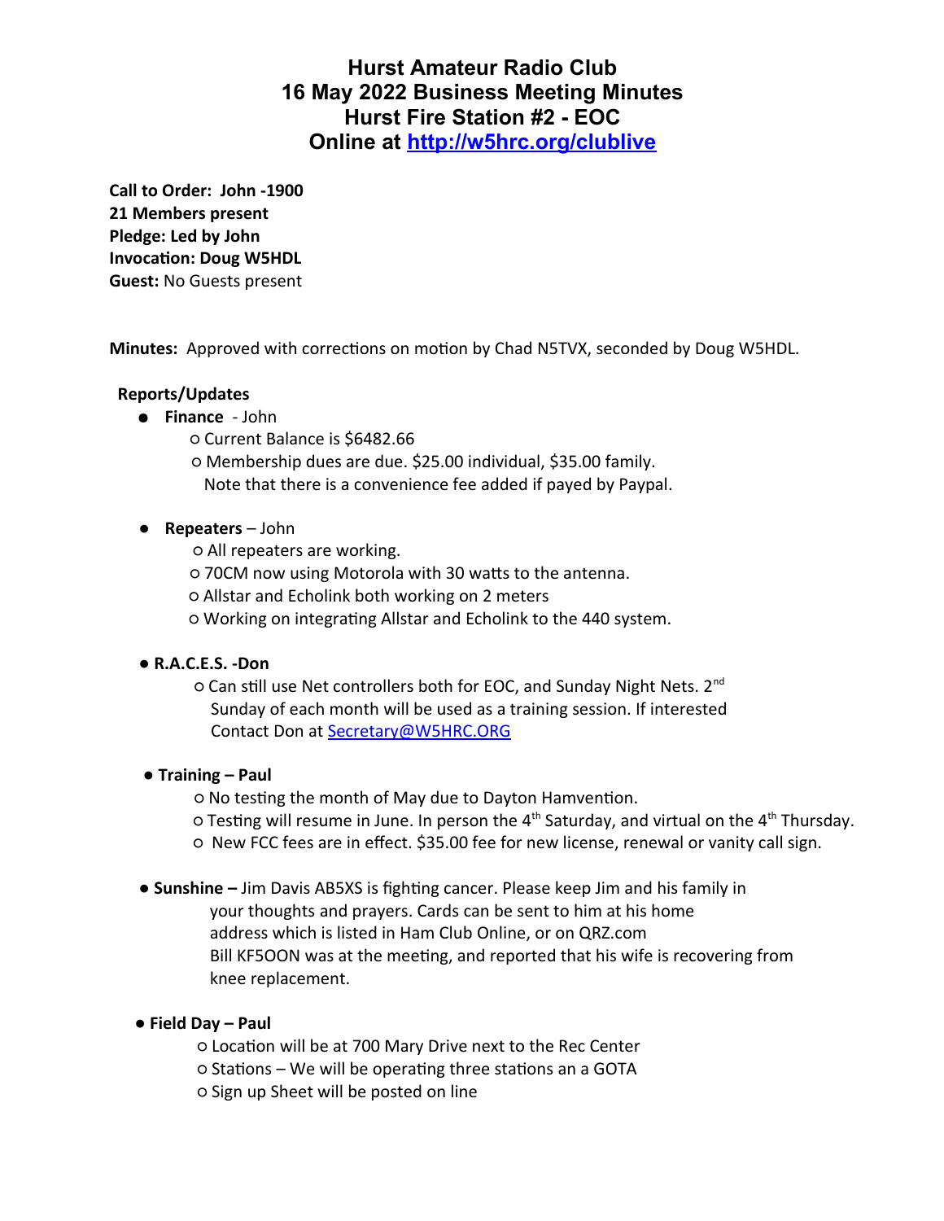# Hurst Amateur Radio Club
# 16 May 2022 Business Meeting Minutes
# Hurst Fire Station #2 - EOC
# Online at [http://w5hrc.org/clublive](http://w5hrc.org/clublive)

**Call to Order: John -1900**
**21 Members present**
**Pledge: Led by John**
**Invocation: Doug W5HDL**
**Guest:** No Guests present

**Minutes:** Approved with corrections on motion by Chad N5TVX, seconded by Doug W5HDL.

**Reports/Updates**

- **Finance** - John
  - Current Balance is $6482.66
  - Membership dues are due. $25.00 individual, $35.00 family. Note that there is a convenience fee added if payed by Paypal.

- **Repeaters** – John
  - All repeaters are working.
  - 70CM now using Motorola with 30 watts to the antenna.
  - Allstar and Echolink both working on 2 meters
  - Working on integrating Allstar and Echolink to the 440 system.

- **R.A.C.E.S. -Don**
  - Can still use Net controllers both for EOC, and Sunday Night Nets. 2nd Sunday of each month will be used as a training session. If interested Contact Don at [Secretary@W5HRC.ORG](mailto:Secretary@W5HRC.ORG)

- **Training – Paul**
  - No testing the month of May due to Dayton Hamvention.
  - Testing will resume in June. In person the 4th Saturday, and virtual on the 4th Thursday.
  - New FCC fees are in effect. $35.00 fee for new license, renewal or vanity call sign.

- **Sunshine –** Jim Davis AB5XS is fighting cancer. Please keep Jim and his family in your thoughts and prayers. Cards can be sent to him at his home address which is listed in Ham Club Online, or on QRZ.com
  Bill KF5OON was at the meeting, and reported that his wife is recovering from knee replacement.

- **Field Day – Paul**
  - Location will be at 700 Mary Drive next to the Rec Center
  - Stations – We will be operating three stations an a GOTA
  - Sign up Sheet will be posted on line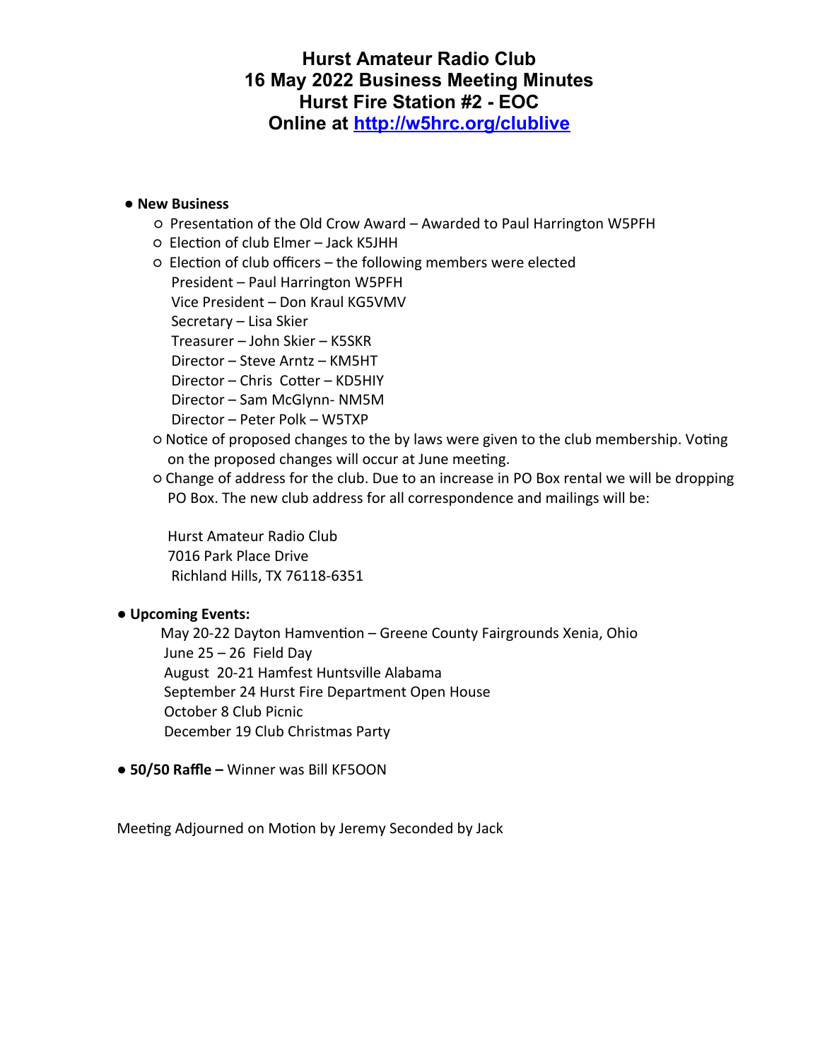# Hurst Amateur Radio Club
## 16 May 2022 Business Meeting Minutes
## Hurst Fire Station #2 - EOC
## Online at [http://w5hrc.org/clublive](http://w5hrc.org/clublive)

- **New Business**
  - Presentation of the Old Crow Award – Awarded to Paul Harrington W5PFH
  - Election of club Elmer – Jack K5JHH
  - Election of club officers – the following members were elected

    President – Paul Harrington W5PFH
    Vice President – Don Kraul KG5VMV
    Secretary – Lisa Skier
    Treasurer – John Skier – K5SKR
    Director – Steve Arntz – KM5HT
    Director – Chris Cotter – KD5HIY
    Director – Sam McGlynn- NM5M
    Director – Peter Polk – W5TXP
  - Notice of proposed changes to the by laws were given to the club membership. Voting on the proposed changes will occur at June meeting.
  - Change of address for the club. Due to an increase in PO Box rental we will be dropping PO Box. The new club address for all correspondence and mailings will be:

    Hurst Amateur Radio Club
    7016 Park Place Drive
    Richland Hills, TX 76118-6351

- **Upcoming Events:**

  May 20-22 Dayton Hamvention – Greene County Fairgrounds Xenia, Ohio
  June 25 – 26 Field Day
  August 20-21 Hamfest Huntsville Alabama
  September 24 Hurst Fire Department Open House
  October 8 Club Picnic
  December 19 Club Christmas Party

- **50/50 Raffle –** Winner was Bill KF5OON

Meeting Adjourned on Motion by Jeremy Seconded by Jack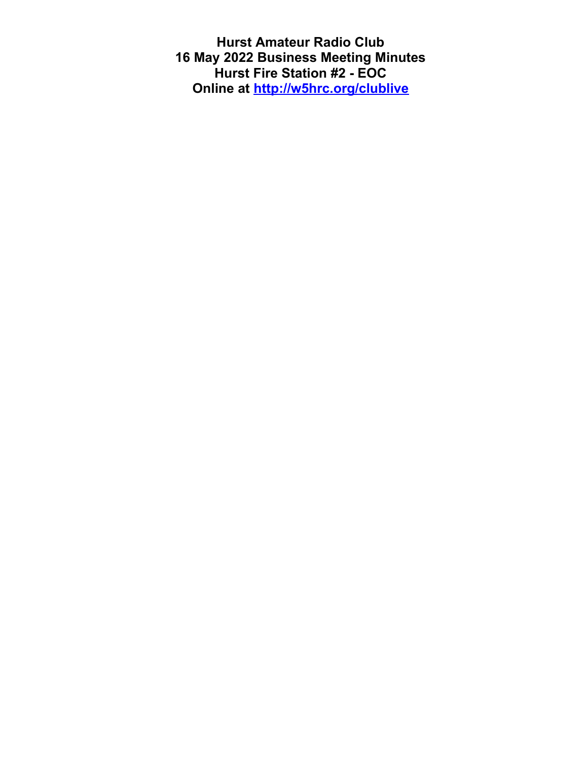**Hurst Amateur Radio Club**
**16 May 2022 Business Meeting Minutes**
**Hurst Fire Station #2 - EOC**
**Online at [http://w5hrc.org/clublive](http://w5hrc.org/clublive)**